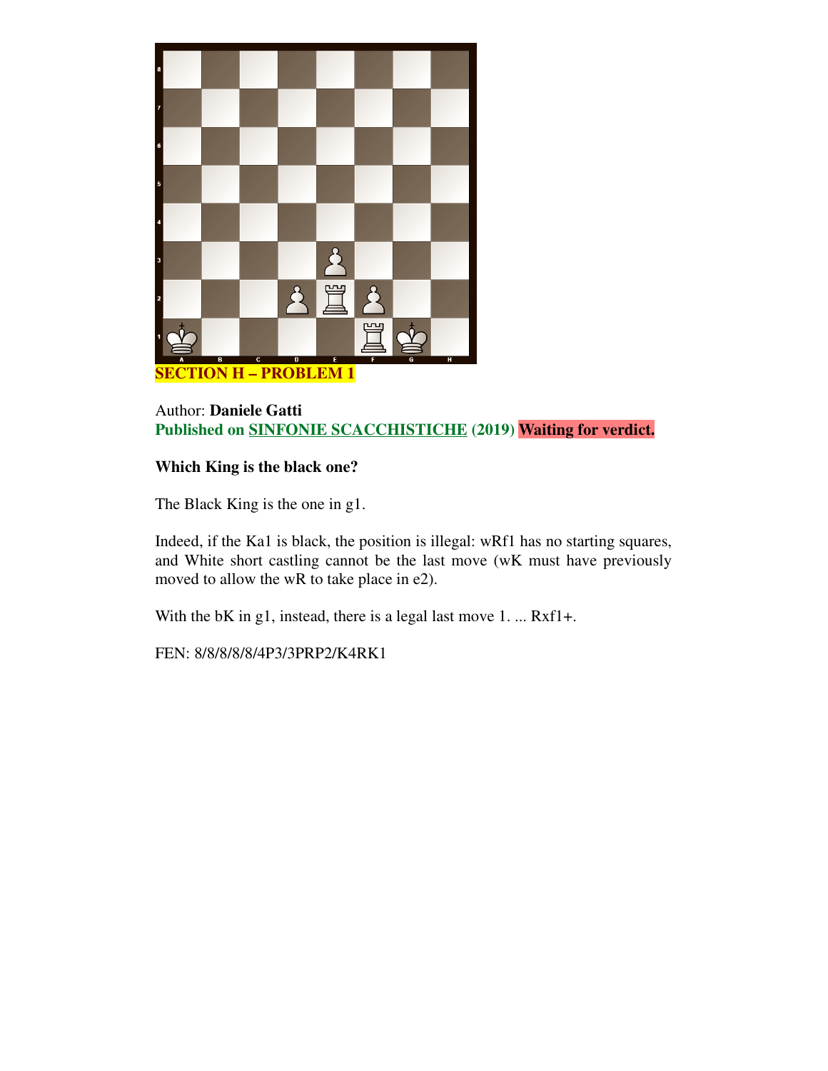**SECTION H – PROBLEM 1**

Author: **Daniele Gatti**
**Published on SINFONIE SCACCHISTICHE (2019) Waiting for verdict.**

**Which King is the black one?**

The Black King is the one in g1.

Indeed, if the Ka1 is black, the position is illegal: wRf1 has no starting squares, and White short castling cannot be the last move (wK must have previously moved to allow the wR to take place in e2).

With the bK in g1, instead, there is a legal last move 1. ... Rxf1+.

FEN: 8/8/8/8/8/4P3/3PRP2/K4RK1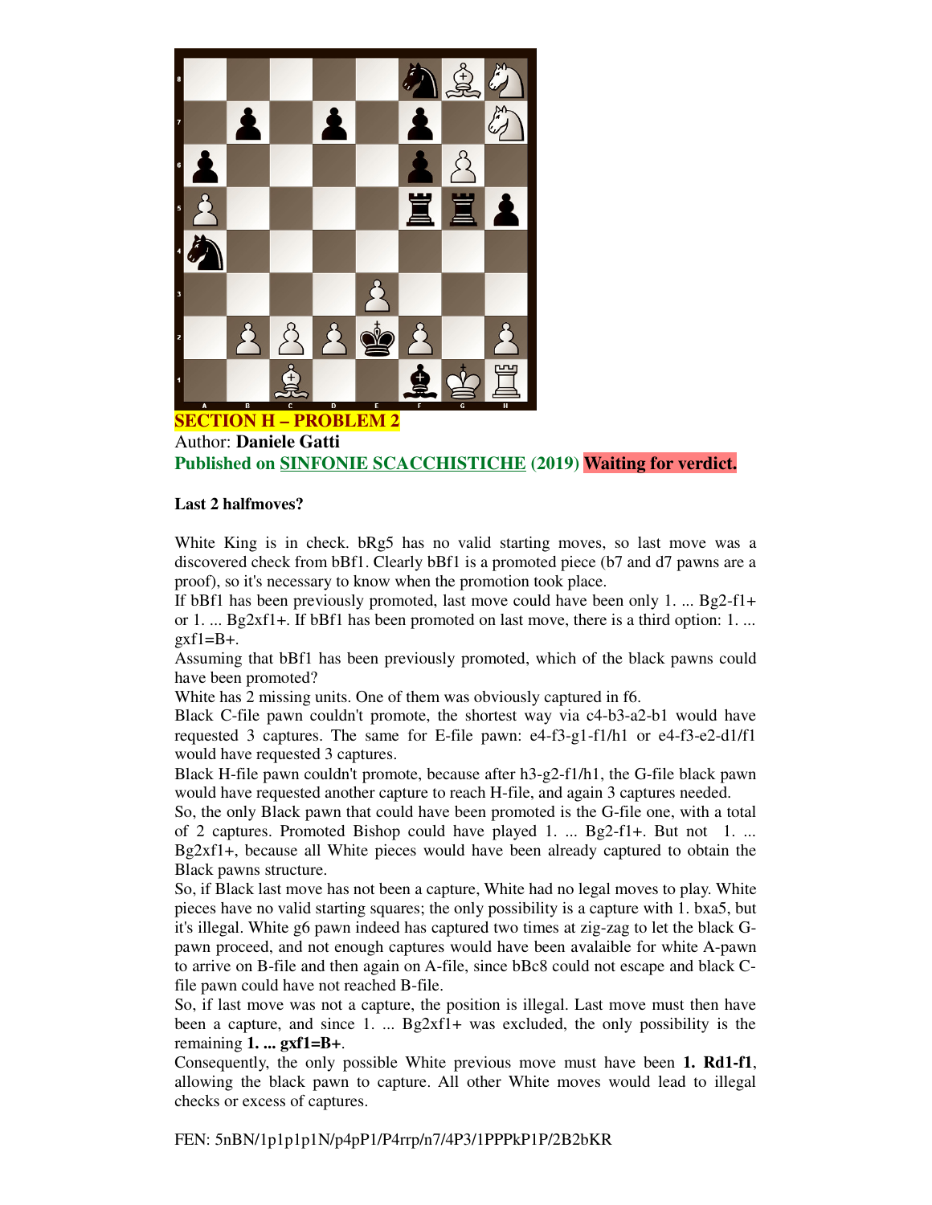**SECTION H – PROBLEM 2**

Author: **Daniele Gatti**

**Published on SINFONIE SCACCHISTICHE (2019) Waiting for verdict.**

**Last 2 halfmoves?**

White King is in check. bRg5 has no valid starting moves, so last move was a discovered check from bBf1. Clearly bBf1 is a promoted piece (b7 and d7 pawns are a proof), so it's necessary to know when the promotion took place.

If bBf1 has been previously promoted, last move could have been only 1. ... Bg2-f1+ or 1. ... Bg2xf1+. If bBf1 has been promoted on last move, there is a third option: 1. ... gxf1=B+.

Assuming that bBf1 has been previously promoted, which of the black pawns could have been promoted?

White has 2 missing units. One of them was obviously captured in f6.

Black C-file pawn couldn't promote, the shortest way via c4-b3-a2-b1 would have requested 3 captures. The same for E-file pawn: e4-f3-g1-f1/h1 or e4-f3-e2-d1/f1 would have requested 3 captures.

Black H-file pawn couldn't promote, because after h3-g2-f1/h1, the G-file black pawn would have requested another capture to reach H-file, and again 3 captures needed.

So, the only Black pawn that could have been promoted is the G-file one, with a total of 2 captures. Promoted Bishop could have played 1. ... Bg2-f1+. But not 1. ... Bg2xf1+, because all White pieces would have been already captured to obtain the Black pawns structure.

So, if Black last move has not been a capture, White had no legal moves to play. White pieces have no valid starting squares; the only possibility is a capture with 1. bxa5, but it's illegal. White g6 pawn indeed has captured two times at zig-zag to let the black G-pawn proceed, and not enough captures would have been avalaible for white A-pawn to arrive on B-file and then again on A-file, since bBc8 could not escape and black C-file pawn could have not reached B-file.

So, if last move was not a capture, the position is illegal. Last move must then have been a capture, and since 1. ... Bg2xf1+ was excluded, the only possibility is the remaining **1. ... gxf1=B+**.

Consequently, the only possible White previous move must have been **1. Rd1-f1**, allowing the black pawn to capture. All other White moves would lead to illegal checks or excess of captures.

FEN: 5nBN/1p1p1p1N/p4pP1/P4rrp/n7/4P3/1PPPkP1P/2B2bKR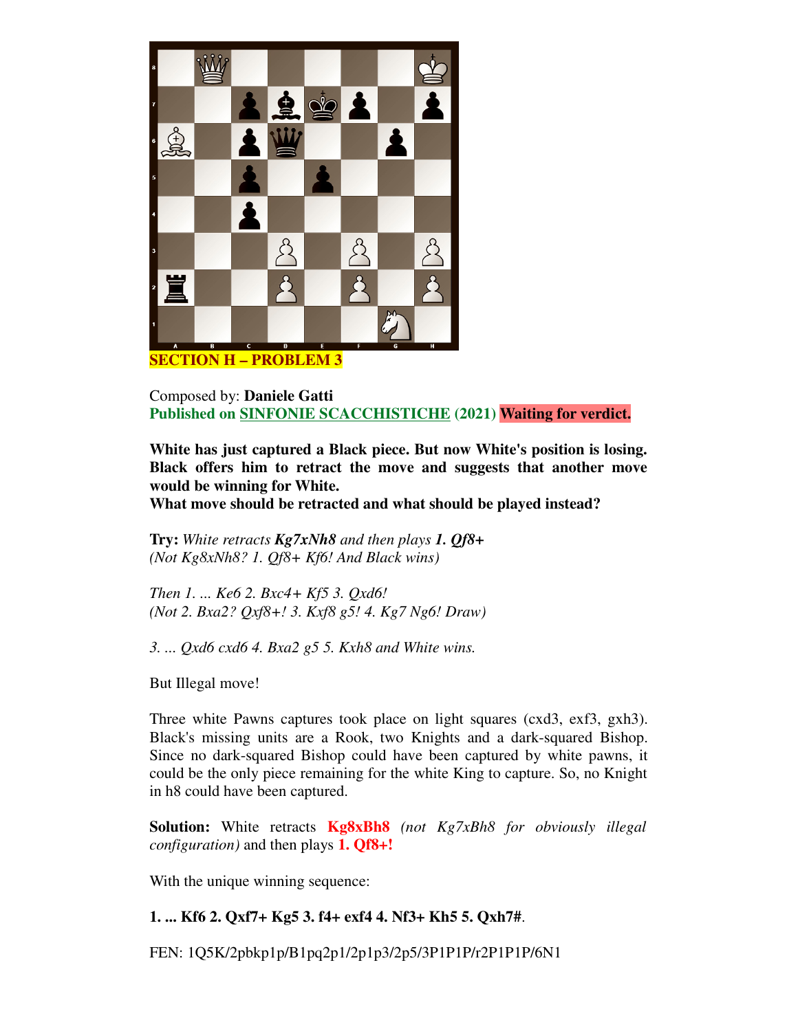**SECTION H – PROBLEM 3**

Composed by: **Daniele Gatti**
**Published on SINFONIE SCACCHISTICHE (2021)** **Waiting for verdict.**

**White has just captured a Black piece. But now White's position is losing. Black offers him to retract the move and suggests that another move would be winning for White.**
**What move should be retracted and what should be played instead?**

**Try:** *White retracts* ***Kg7xNh8*** *and then plays* ***1. Qf8+***
*(Not Kg8xNh8? 1. Qf8+ Kf6! And Black wins)*

*Then 1. ... Ke6 2. Bxc4+ Kf5 3. Qxd6!*
*(Not 2. Bxa2? Qxf8+! 3. Kxf8 g5! 4. Kg7 Ng6! Draw)*

*3. ... Qxd6 cxd6 4. Bxa2 g5 5. Kxh8 and White wins.*

But Illegal move!

Three white Pawns captures took place on light squares (cxd3, exf3, gxh3). Black's missing units are a Rook, two Knights and a dark-squared Bishop. Since no dark-squared Bishop could have been captured by white pawns, it could be the only piece remaining for the white King to capture. So, no Knight in h8 could have been captured.

**Solution:** White retracts **Kg8xBh8** *(not Kg7xBh8 for obviously illegal configuration)* and then plays **1. Qf8+!**

With the unique winning sequence:

**1. ... Kf6 2. Qxf7+ Kg5 3. f4+ exf4 4. Nf3+ Kh5 5. Qxh7#**.

FEN: 1Q5K/2pbkp1p/B1pq2p1/2p1p3/2p5/3P1P1P/r2P1P1P/6N1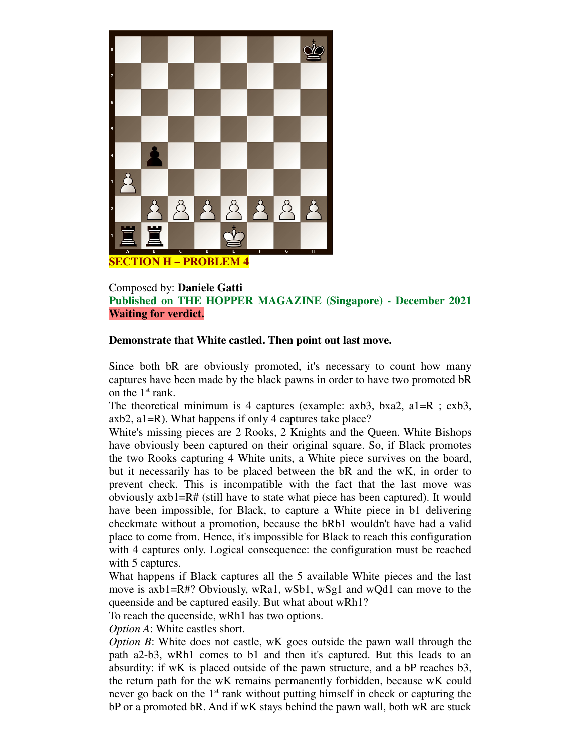**SECTION H – PROBLEM 4**

Composed by: **Daniele Gatti**

**Published on THE HOPPER MAGAZINE (Singapore) - December 2021**

**Waiting for verdict.**

**Demonstrate that White castled. Then point out last move.**

Since both bR are obviously promoted, it's necessary to count how many captures have been made by the black pawns in order to have two promoted bR on the 1st rank.

The theoretical minimum is 4 captures (example: axb3, bxa2, a1=R ; cxb3, axb2, a1=R). What happens if only 4 captures take place?

White's missing pieces are 2 Rooks, 2 Knights and the Queen. White Bishops have obviously been captured on their original square. So, if Black promotes the two Rooks capturing 4 White units, a White piece survives on the board, but it necessarily has to be placed between the bR and the wK, in order to prevent check. This is incompatible with the fact that the last move was obviously axb1=R# (still have to state what piece has been captured). It would have been impossible, for Black, to capture a White piece in b1 delivering checkmate without a promotion, because the bRb1 wouldn't have had a valid place to come from. Hence, it's impossible for Black to reach this configuration with 4 captures only. Logical consequence: the configuration must be reached with 5 captures.

What happens if Black captures all the 5 available White pieces and the last move is axb1=R#? Obviously, wRa1, wSb1, wSg1 and wQd1 can move to the queenside and be captured easily. But what about wRh1?

To reach the queenside, wRh1 has two options.

*Option A*: White castles short.

*Option B*: White does not castle, wK goes outside the pawn wall through the path a2-b3, wRh1 comes to b1 and then it's captured. But this leads to an absurdity: if wK is placed outside of the pawn structure, and a bP reaches b3, the return path for the wK remains permanently forbidden, because wK could never go back on the 1st rank without putting himself in check or capturing the bP or a promoted bR. And if wK stays behind the pawn wall, both wR are stuck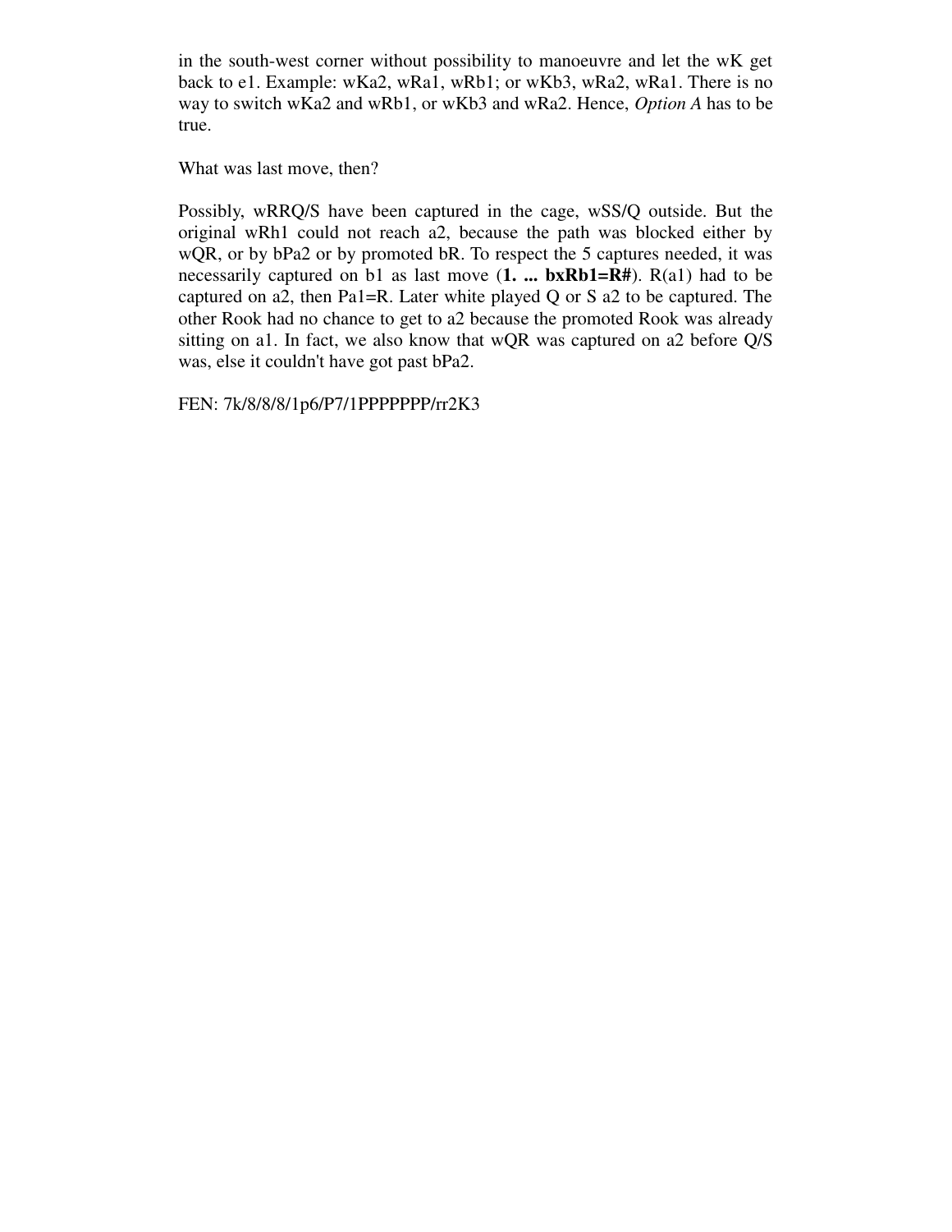in the south-west corner without possibility to manoeuvre and let the wK get back to e1. Example: wKa2, wRa1, wRb1; or wKb3, wRa2, wRa1. There is no way to switch wKa2 and wRb1, or wKb3 and wRa2. Hence, *Option A* has to be true.

What was last move, then?

Possibly, wRRQ/S have been captured in the cage, wSS/Q outside. But the original wRh1 could not reach a2, because the path was blocked either by wQR, or by bPa2 or by promoted bR. To respect the 5 captures needed, it was necessarily captured on b1 as last move (**1. ... bxRb1=R#**). R(a1) had to be captured on a2, then Pa1=R. Later white played Q or S a2 to be captured. The other Rook had no chance to get to a2 because the promoted Rook was already sitting on a1. In fact, we also know that wQR was captured on a2 before Q/S was, else it couldn't have got past bPa2.

FEN: 7k/8/8/8/1p6/P7/1PPPPPPP/rr2K3